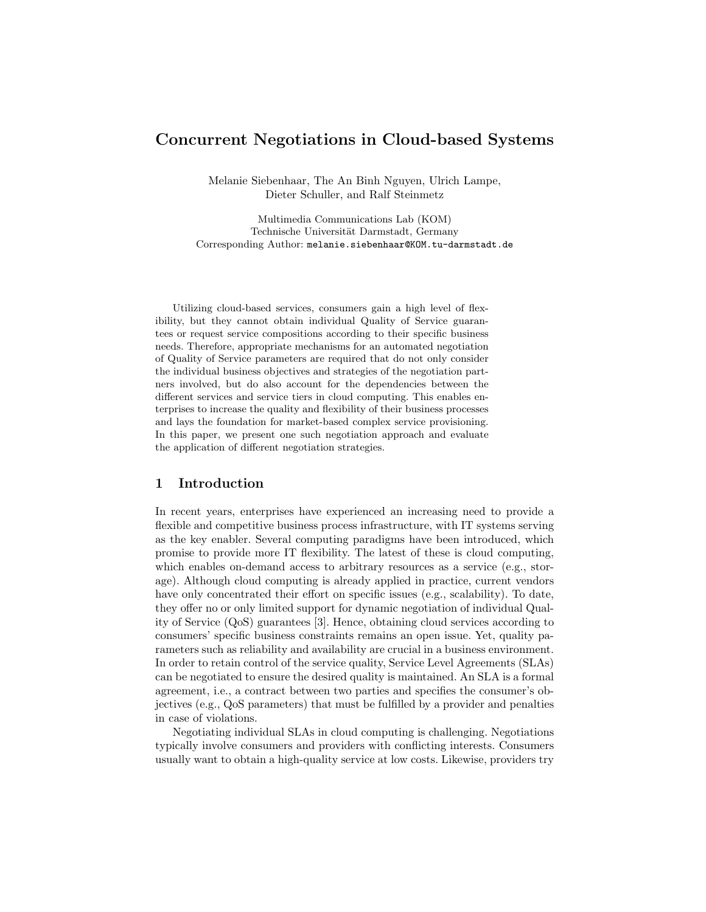# Concurrent Negotiations in Cloud-based Systems

Melanie Siebenhaar, The An Binh Nguyen, Ulrich Lampe, Dieter Schuller, and Ralf Steinmetz

Multimedia Communications Lab (KOM)
Technische Universität Darmstadt, Germany
Corresponding Author: melanie.siebenhaar@KOM.tu-darmstadt.de

Utilizing cloud-based services, consumers gain a high level of flexibility, but they cannot obtain individual Quality of Service guarantees or request service compositions according to their specific business needs. Therefore, appropriate mechanisms for an automated negotiation of Quality of Service parameters are required that do not only consider the individual business objectives and strategies of the negotiation partners involved, but do also account for the dependencies between the different services and service tiers in cloud computing. This enables enterprises to increase the quality and flexibility of their business processes and lays the foundation for market-based complex service provisioning. In this paper, we present one such negotiation approach and evaluate the application of different negotiation strategies.

## 1 Introduction

In recent years, enterprises have experienced an increasing need to provide a flexible and competitive business process infrastructure, with IT systems serving as the key enabler. Several computing paradigms have been introduced, which promise to provide more IT flexibility. The latest of these is cloud computing, which enables on-demand access to arbitrary resources as a service (e.g., storage). Although cloud computing is already applied in practice, current vendors have only concentrated their effort on specific issues (e.g., scalability). To date, they offer no or only limited support for dynamic negotiation of individual Quality of Service (QoS) guarantees [3]. Hence, obtaining cloud services according to consumers' specific business constraints remains an open issue. Yet, quality parameters such as reliability and availability are crucial in a business environment. In order to retain control of the service quality, Service Level Agreements (SLAs) can be negotiated to ensure the desired quality is maintained. An SLA is a formal agreement, i.e., a contract between two parties and specifies the consumer's objectives (e.g., QoS parameters) that must be fulfilled by a provider and penalties in case of violations.

Negotiating individual SLAs in cloud computing is challenging. Negotiations typically involve consumers and providers with conflicting interests. Consumers usually want to obtain a high-quality service at low costs. Likewise, providers try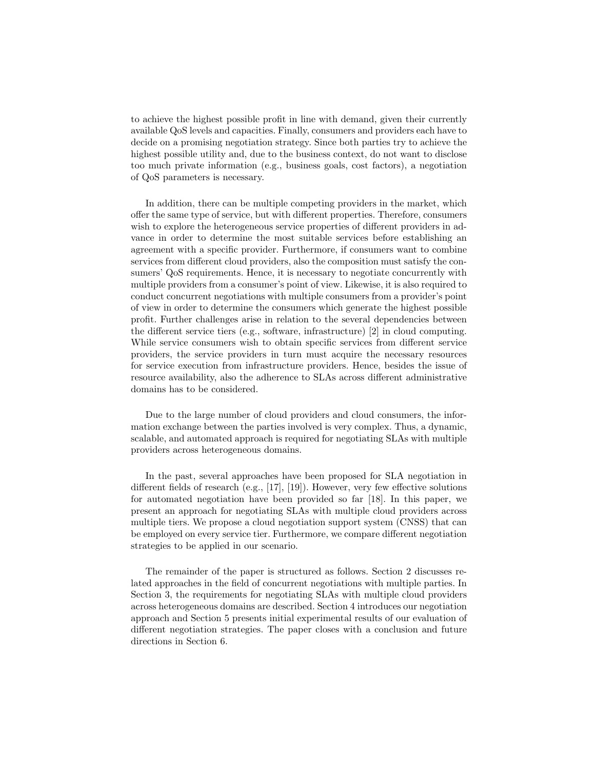to achieve the highest possible profit in line with demand, given their currently available QoS levels and capacities. Finally, consumers and providers each have to decide on a promising negotiation strategy. Since both parties try to achieve the highest possible utility and, due to the business context, do not want to disclose too much private information (e.g., business goals, cost factors), a negotiation of QoS parameters is necessary.

In addition, there can be multiple competing providers in the market, which offer the same type of service, but with different properties. Therefore, consumers wish to explore the heterogeneous service properties of different providers in advance in order to determine the most suitable services before establishing an agreement with a specific provider. Furthermore, if consumers want to combine services from different cloud providers, also the composition must satisfy the consumers' QoS requirements. Hence, it is necessary to negotiate concurrently with multiple providers from a consumer's point of view. Likewise, it is also required to conduct concurrent negotiations with multiple consumers from a provider's point of view in order to determine the consumers which generate the highest possible profit. Further challenges arise in relation to the several dependencies between the different service tiers (e.g., software, infrastructure) [2] in cloud computing. While service consumers wish to obtain specific services from different service providers, the service providers in turn must acquire the necessary resources for service execution from infrastructure providers. Hence, besides the issue of resource availability, also the adherence to SLAs across different administrative domains has to be considered.

Due to the large number of cloud providers and cloud consumers, the information exchange between the parties involved is very complex. Thus, a dynamic, scalable, and automated approach is required for negotiating SLAs with multiple providers across heterogeneous domains.

In the past, several approaches have been proposed for SLA negotiation in different fields of research (e.g., [17], [19]). However, very few effective solutions for automated negotiation have been provided so far [18]. In this paper, we present an approach for negotiating SLAs with multiple cloud providers across multiple tiers. We propose a cloud negotiation support system (CNSS) that can be employed on every service tier. Furthermore, we compare different negotiation strategies to be applied in our scenario.

The remainder of the paper is structured as follows. Section 2 discusses related approaches in the field of concurrent negotiations with multiple parties. In Section 3, the requirements for negotiating SLAs with multiple cloud providers across heterogeneous domains are described. Section 4 introduces our negotiation approach and Section 5 presents initial experimental results of our evaluation of different negotiation strategies. The paper closes with a conclusion and future directions in Section 6.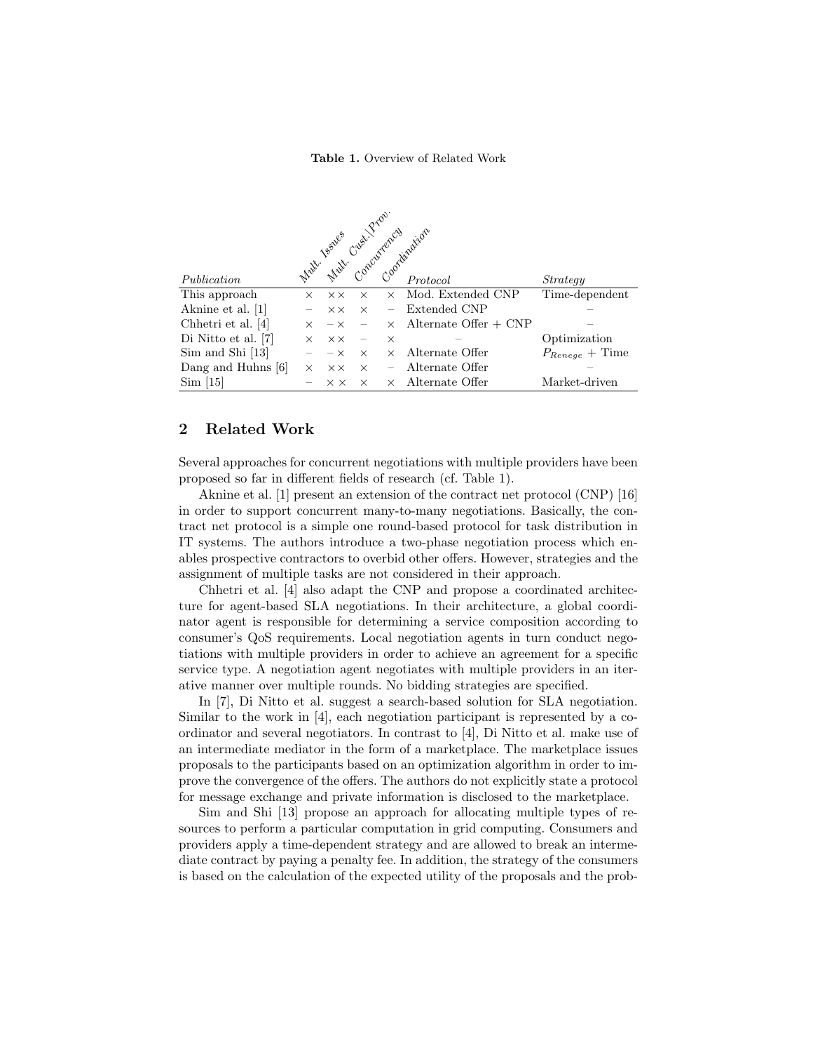**Table 1.** Overview of Related Work

| *Publication* | *Mult. Issues* | *Mult. Cust.\Prov.* | *Concurrency* | *Coordination* | *Protocol* | *Strategy* |
|---|---|---|---|---|---|---|
| This approach | × | ×× | × | × | Mod. Extended CNP | Time-dependent |
| Aknine et al. [1] | – | ×× | × | – | Extended CNP | – |
| Chhetri et al. [4] | × | –× | – | × | Alternate Offer + CNP | – |
| Di Nitto et al. [7] | × | ×× | – | × | – | Optimization |
| Sim and Shi [13] | – | –× | × | × | Alternate Offer | $P_{Renege}$ + Time |
| Dang and Huhns [6] | × | ×× | × | – | Alternate Offer | – |
| Sim [15] | – | ×× | × | × | Alternate Offer | Market-driven |

## 2 Related Work

Several approaches for concurrent negotiations with multiple providers have been proposed so far in different fields of research (cf. Table 1).

Aknine et al. [1] present an extension of the contract net protocol (CNP) [16] in order to support concurrent many-to-many negotiations. Basically, the contract net protocol is a simple one round-based protocol for task distribution in IT systems. The authors introduce a two-phase negotiation process which enables prospective contractors to overbid other offers. However, strategies and the assignment of multiple tasks are not considered in their approach.

Chhetri et al. [4] also adapt the CNP and propose a coordinated architecture for agent-based SLA negotiations. In their architecture, a global coordinator agent is responsible for determining a service composition according to consumer's QoS requirements. Local negotiation agents in turn conduct negotiations with multiple providers in order to achieve an agreement for a specific service type. A negotiation agent negotiates with multiple providers in an iterative manner over multiple rounds. No bidding strategies are specified.

In [7], Di Nitto et al. suggest a search-based solution for SLA negotiation. Similar to the work in [4], each negotiation participant is represented by a coordinator and several negotiators. In contrast to [4], Di Nitto et al. make use of an intermediate mediator in the form of a marketplace. The marketplace issues proposals to the participants based on an optimization algorithm in order to improve the convergence of the offers. The authors do not explicitly state a protocol for message exchange and private information is disclosed to the marketplace.

Sim and Shi [13] propose an approach for allocating multiple types of resources to perform a particular computation in grid computing. Consumers and providers apply a time-dependent strategy and are allowed to break an intermediate contract by paying a penalty fee. In addition, the strategy of the consumers is based on the calculation of the expected utility of the proposals and the prob-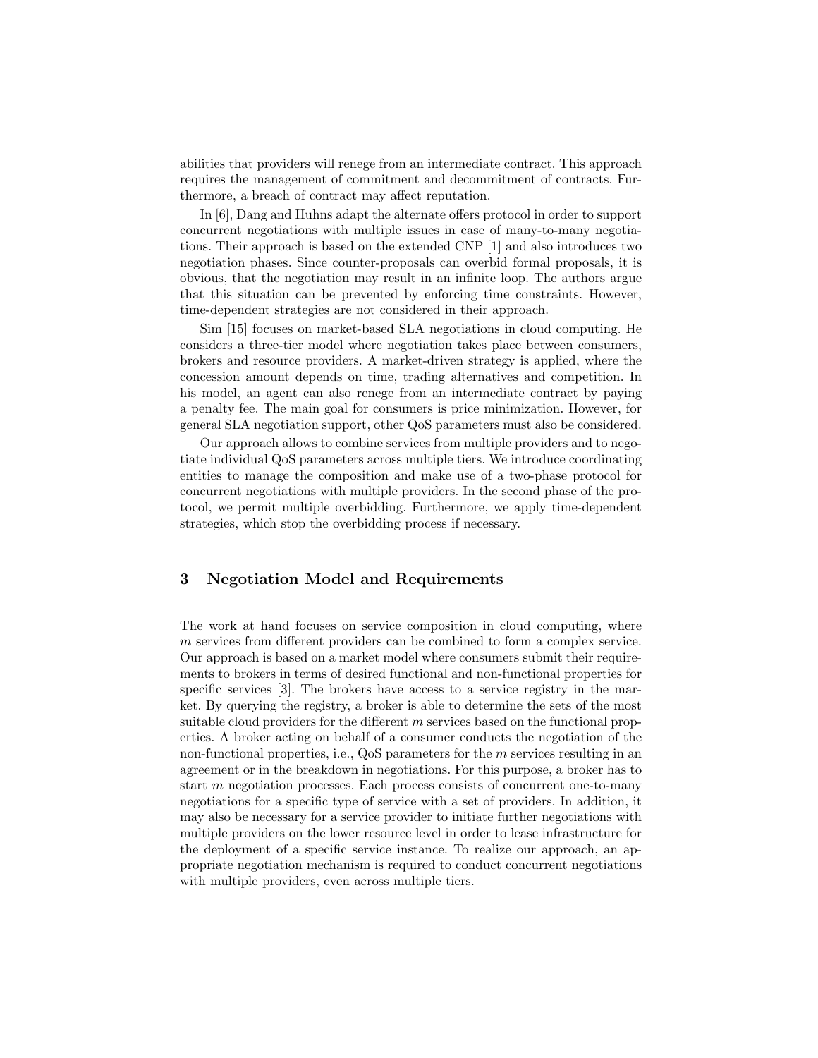abilities that providers will renege from an intermediate contract. This approach requires the management of commitment and decommitment of contracts. Furthermore, a breach of contract may affect reputation.

In [6], Dang and Huhns adapt the alternate offers protocol in order to support concurrent negotiations with multiple issues in case of many-to-many negotiations. Their approach is based on the extended CNP [1] and also introduces two negotiation phases. Since counter-proposals can overbid formal proposals, it is obvious, that the negotiation may result in an infinite loop. The authors argue that this situation can be prevented by enforcing time constraints. However, time-dependent strategies are not considered in their approach.

Sim [15] focuses on market-based SLA negotiations in cloud computing. He considers a three-tier model where negotiation takes place between consumers, brokers and resource providers. A market-driven strategy is applied, where the concession amount depends on time, trading alternatives and competition. In his model, an agent can also renege from an intermediate contract by paying a penalty fee. The main goal for consumers is price minimization. However, for general SLA negotiation support, other QoS parameters must also be considered.

Our approach allows to combine services from multiple providers and to negotiate individual QoS parameters across multiple tiers. We introduce coordinating entities to manage the composition and make use of a two-phase protocol for concurrent negotiations with multiple providers. In the second phase of the protocol, we permit multiple overbidding. Furthermore, we apply time-dependent strategies, which stop the overbidding process if necessary.

## 3 Negotiation Model and Requirements

The work at hand focuses on service composition in cloud computing, where $m$ services from different providers can be combined to form a complex service. Our approach is based on a market model where consumers submit their requirements to brokers in terms of desired functional and non-functional properties for specific services [3]. The brokers have access to a service registry in the market. By querying the registry, a broker is able to determine the sets of the most suitable cloud providers for the different $m$ services based on the functional properties. A broker acting on behalf of a consumer conducts the negotiation of the non-functional properties, i.e., QoS parameters for the $m$ services resulting in an agreement or in the breakdown in negotiations. For this purpose, a broker has to start $m$ negotiation processes. Each process consists of concurrent one-to-many negotiations for a specific type of service with a set of providers. In addition, it may also be necessary for a service provider to initiate further negotiations with multiple providers on the lower resource level in order to lease infrastructure for the deployment of a specific service instance. To realize our approach, an appropriate negotiation mechanism is required to conduct concurrent negotiations with multiple providers, even across multiple tiers.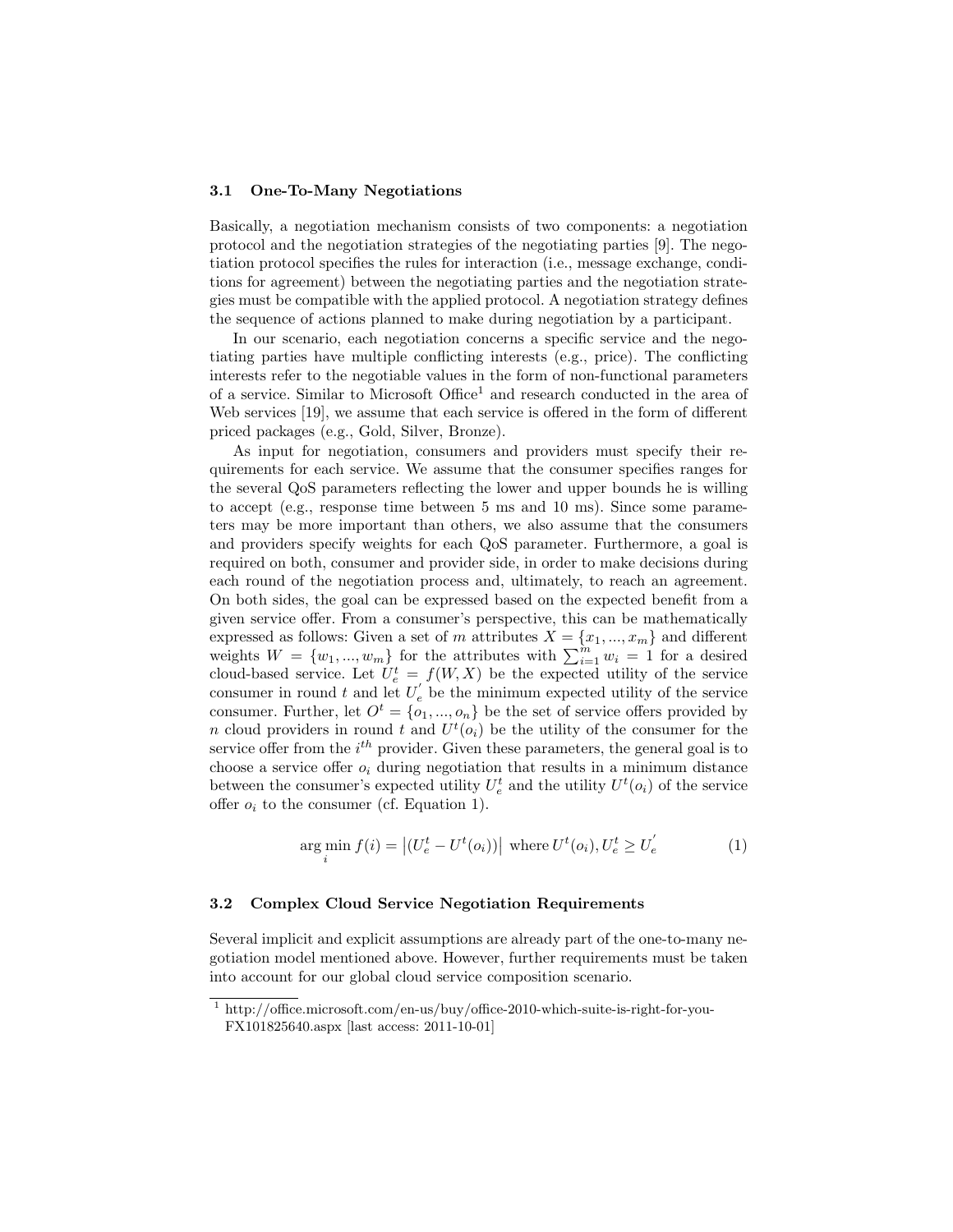### 3.1 One-To-Many Negotiations

Basically, a negotiation mechanism consists of two components: a negotiation protocol and the negotiation strategies of the negotiating parties [9]. The negotiation protocol specifies the rules for interaction (i.e., message exchange, conditions for agreement) between the negotiating parties and the negotiation strategies must be compatible with the applied protocol. A negotiation strategy defines the sequence of actions planned to make during negotiation by a participant.

In our scenario, each negotiation concerns a specific service and the negotiating parties have multiple conflicting interests (e.g., price). The conflicting interests refer to the negotiable values in the form of non-functional parameters of a service. Similar to Microsoft Office[1] and research conducted in the area of Web services [19], we assume that each service is offered in the form of different priced packages (e.g., Gold, Silver, Bronze).

As input for negotiation, consumers and providers must specify their requirements for each service. We assume that the consumer specifies ranges for the several QoS parameters reflecting the lower and upper bounds he is willing to accept (e.g., response time between 5 ms and 10 ms). Since some parameters may be more important than others, we also assume that the consumers and providers specify weights for each QoS parameter. Furthermore, a goal is required on both, consumer and provider side, in order to make decisions during each round of the negotiation process and, ultimately, to reach an agreement. On both sides, the goal can be expressed based on the expected benefit from a given service offer. From a consumer's perspective, this can be mathematically expressed as follows: Given a set of $m$ attributes $X = \{x_1, ..., x_m\}$ and different weights $W = \{w_1, ..., w_m\}$ for the attributes with $\sum_{i=1}^{m} w_i = 1$ for a desired cloud-based service. Let $U_e^t = f(W, X)$ be the expected utility of the service consumer in round $t$ and let $U_e^{'}$ be the minimum expected utility of the service consumer. Further, let $O^t = \{o_1, ..., o_n\}$ be the set of service offers provided by $n$ cloud providers in round $t$ and $U^t(o_i)$ be the utility of the consumer for the service offer from the $i^{th}$ provider. Given these parameters, the general goal is to choose a service offer $o_i$ during negotiation that results in a minimum distance between the consumer's expected utility $U_e^t$ and the utility $U^t(o_i)$ of the service offer $o_i$ to the consumer (cf. Equation 1).

$$\arg\min_i f(i) = \left|(U_e^t - U^t(o_i))\right| \text{ where } U^t(o_i), U_e^t \geq U_e^{'} \tag{1}$$

### 3.2 Complex Cloud Service Negotiation Requirements

Several implicit and explicit assumptions are already part of the one-to-many negotiation model mentioned above. However, further requirements must be taken into account for our global cloud service composition scenario.

---

[1] http://office.microsoft.com/en-us/buy/office-2010-which-suite-is-right-for-you-FX101825640.aspx [last access: 2011-10-01]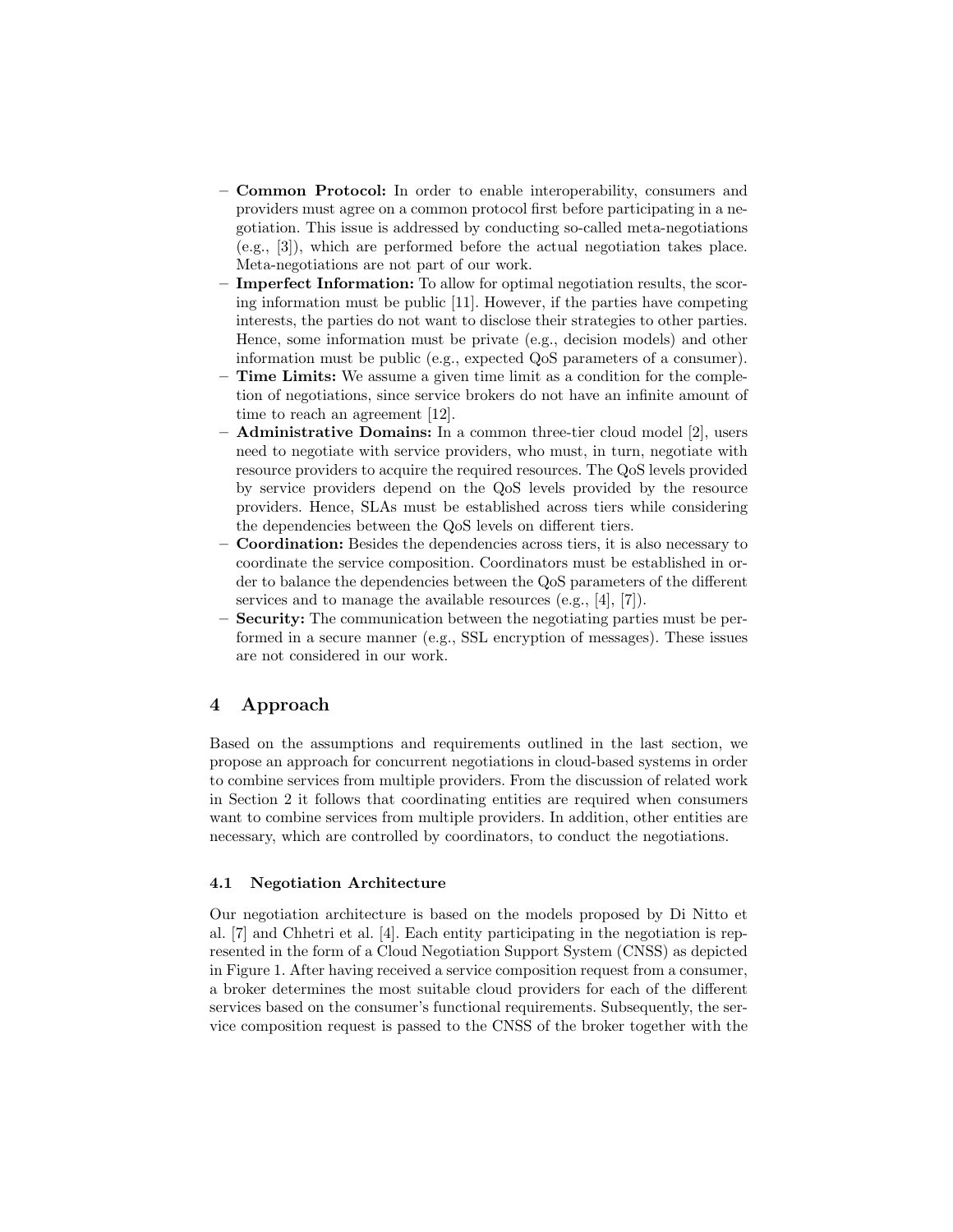- **Common Protocol:** In order to enable interoperability, consumers and providers must agree on a common protocol first before participating in a negotiation. This issue is addressed by conducting so-called meta-negotiations (e.g., [3]), which are performed before the actual negotiation takes place. Meta-negotiations are not part of our work.
- **Imperfect Information:** To allow for optimal negotiation results, the scoring information must be public [11]. However, if the parties have competing interests, the parties do not want to disclose their strategies to other parties. Hence, some information must be private (e.g., decision models) and other information must be public (e.g., expected QoS parameters of a consumer).
- **Time Limits:** We assume a given time limit as a condition for the completion of negotiations, since service brokers do not have an infinite amount of time to reach an agreement [12].
- **Administrative Domains:** In a common three-tier cloud model [2], users need to negotiate with service providers, who must, in turn, negotiate with resource providers to acquire the required resources. The QoS levels provided by service providers depend on the QoS levels provided by the resource providers. Hence, SLAs must be established across tiers while considering the dependencies between the QoS levels on different tiers.
- **Coordination:** Besides the dependencies across tiers, it is also necessary to coordinate the service composition. Coordinators must be established in order to balance the dependencies between the QoS parameters of the different services and to manage the available resources (e.g., [4], [7]).
- **Security:** The communication between the negotiating parties must be performed in a secure manner (e.g., SSL encryption of messages). These issues are not considered in our work.

## 4 Approach

Based on the assumptions and requirements outlined in the last section, we propose an approach for concurrent negotiations in cloud-based systems in order to combine services from multiple providers. From the discussion of related work in Section 2 it follows that coordinating entities are required when consumers want to combine services from multiple providers. In addition, other entities are necessary, which are controlled by coordinators, to conduct the negotiations.

### 4.1 Negotiation Architecture

Our negotiation architecture is based on the models proposed by Di Nitto et al. [7] and Chhetri et al. [4]. Each entity participating in the negotiation is represented in the form of a Cloud Negotiation Support System (CNSS) as depicted in Figure 1. After having received a service composition request from a consumer, a broker determines the most suitable cloud providers for each of the different services based on the consumer's functional requirements. Subsequently, the service composition request is passed to the CNSS of the broker together with the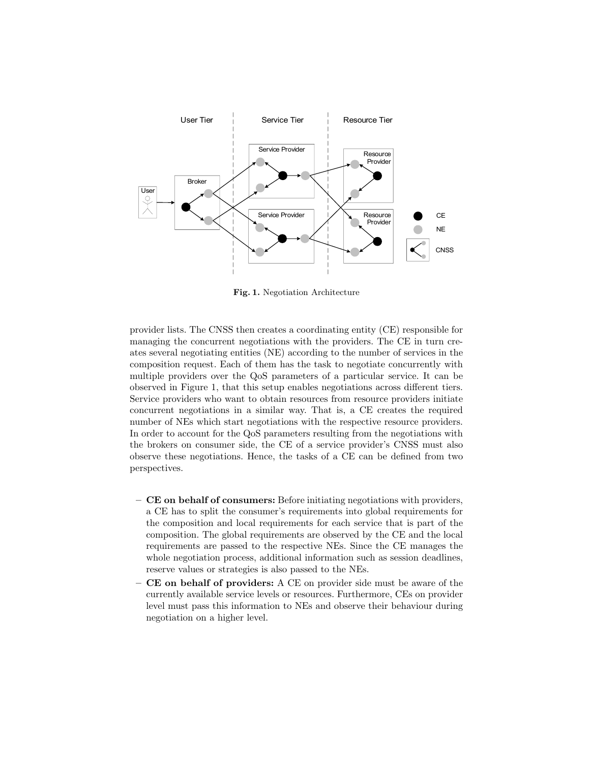Fig. 1. Negotiation Architecture

provider lists. The CNSS then creates a coordinating entity (CE) responsible for managing the concurrent negotiations with the providers. The CE in turn creates several negotiating entities (NE) according to the number of services in the composition request. Each of them has the task to negotiate concurrently with multiple providers over the QoS parameters of a particular service. It can be observed in Figure 1, that this setup enables negotiations across different tiers. Service providers who want to obtain resources from resource providers initiate concurrent negotiations in a similar way. That is, a CE creates the required number of NEs which start negotiations with the respective resource providers. In order to account for the QoS parameters resulting from the negotiations with the brokers on consumer side, the CE of a service provider's CNSS must also observe these negotiations. Hence, the tasks of a CE can be defined from two perspectives.

- **CE on behalf of consumers:** Before initiating negotiations with providers, a CE has to split the consumer's requirements into global requirements for the composition and local requirements for each service that is part of the composition. The global requirements are observed by the CE and the local requirements are passed to the respective NEs. Since the CE manages the whole negotiation process, additional information such as session deadlines, reserve values or strategies is also passed to the NEs.
- **CE on behalf of providers:** A CE on provider side must be aware of the currently available service levels or resources. Furthermore, CEs on provider level must pass this information to NEs and observe their behaviour during negotiation on a higher level.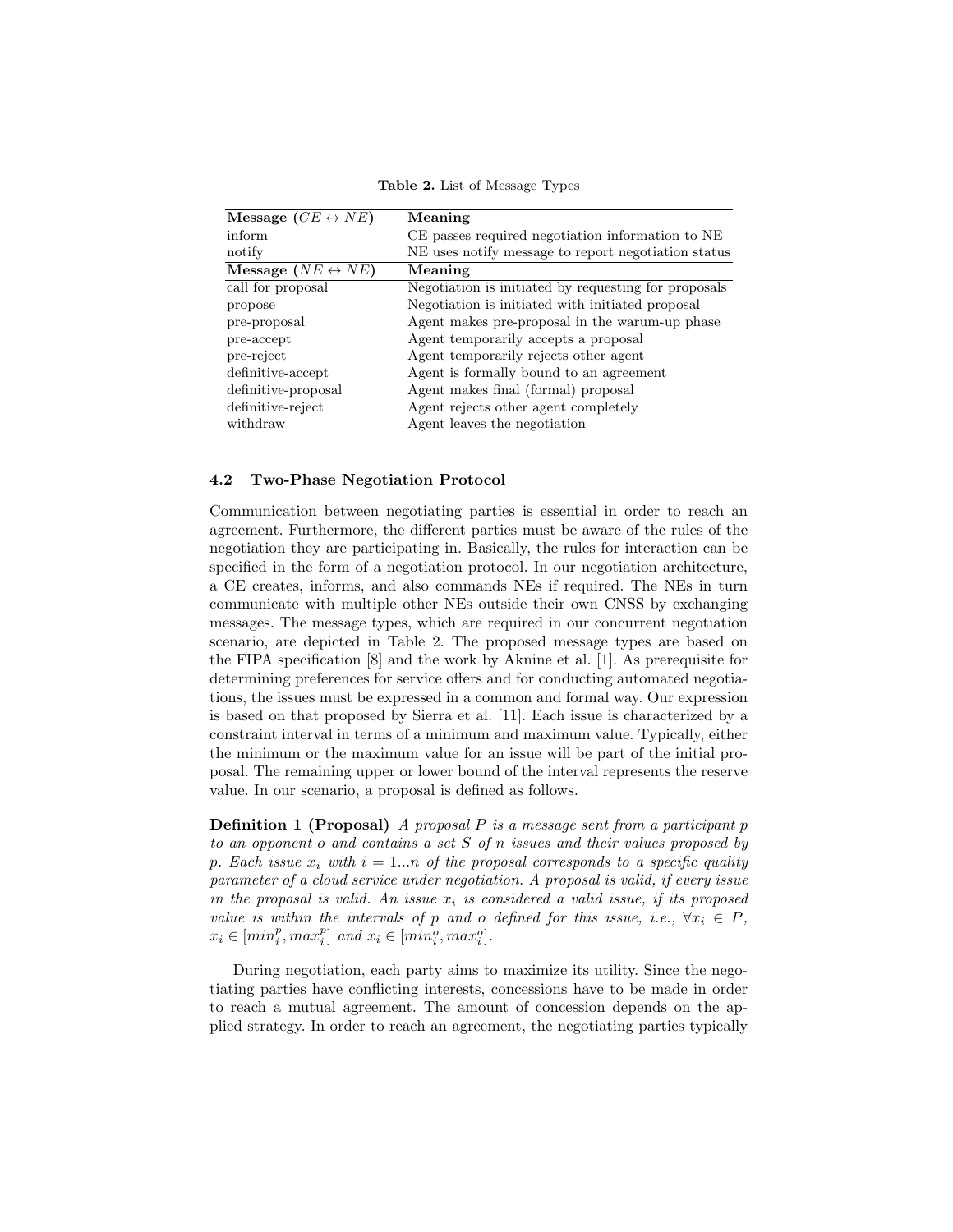**Table 2.** List of Message Types

| Message ($CE \leftrightarrow NE$) | Meaning |
|---|---|
| inform | CE passes required negotiation information to NE |
| notify | NE uses notify message to report negotiation status |
| **Message ($NE \leftrightarrow NE$)** | **Meaning** |
| call for proposal | Negotiation is initiated by requesting for proposals |
| propose | Negotiation is initiated with initiated proposal |
| pre-proposal | Agent makes pre-proposal in the warum-up phase |
| pre-accept | Agent temporarily accepts a proposal |
| pre-reject | Agent temporarily rejects other agent |
| definitive-accept | Agent is formally bound to an agreement |
| definitive-proposal | Agent makes final (formal) proposal |
| definitive-reject | Agent rejects other agent completely |
| withdraw | Agent leaves the negotiation |

### 4.2 Two-Phase Negotiation Protocol

Communication between negotiating parties is essential in order to reach an agreement. Furthermore, the different parties must be aware of the rules of the negotiation they are participating in. Basically, the rules for interaction can be specified in the form of a negotiation protocol. In our negotiation architecture, a CE creates, informs, and also commands NEs if required. The NEs in turn communicate with multiple other NEs outside their own CNSS by exchanging messages. The message types, which are required in our concurrent negotiation scenario, are depicted in Table 2. The proposed message types are based on the FIPA specification [8] and the work by Aknine et al. [1]. As prerequisite for determining preferences for service offers and for conducting automated negotiations, the issues must be expressed in a common and formal way. Our expression is based on that proposed by Sierra et al. [11]. Each issue is characterized by a constraint interval in terms of a minimum and maximum value. Typically, either the minimum or the maximum value for an issue will be part of the initial proposal. The remaining upper or lower bound of the interval represents the reserve value. In our scenario, a proposal is defined as follows.

**Definition 1 (Proposal)** *A proposal $P$ is a message sent from a participant $p$ to an opponent $o$ and contains a set $S$ of $n$ issues and their values proposed by $p$. Each issue $x_i$ with $i = 1...n$ of the proposal corresponds to a specific quality parameter of a cloud service under negotiation. A proposal is valid, if every issue in the proposal is valid. An issue $x_i$ is considered a valid issue, if its proposed value is within the intervals of $p$ and $o$ defined for this issue, i.e., $\forall x_i \in P$, $x_i \in [min_i^p, max_i^p]$ and $x_i \in [min_i^o, max_i^o]$.*

During negotiation, each party aims to maximize its utility. Since the negotiating parties have conflicting interests, concessions have to be made in order to reach a mutual agreement. The amount of concession depends on the applied strategy. In order to reach an agreement, the negotiating parties typically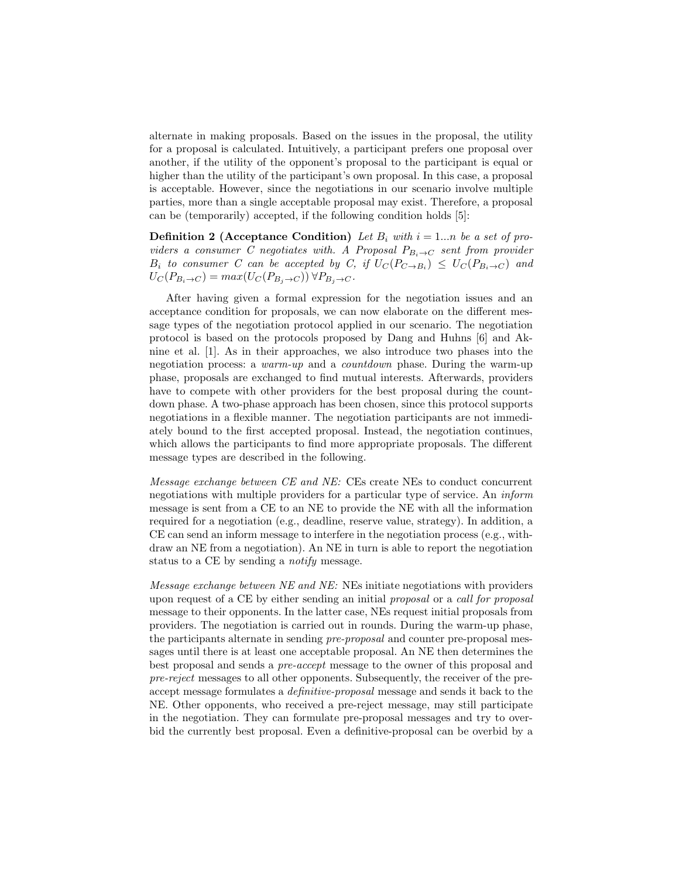alternate in making proposals. Based on the issues in the proposal, the utility for a proposal is calculated. Intuitively, a participant prefers one proposal over another, if the utility of the opponent's proposal to the participant is equal or higher than the utility of the participant's own proposal. In this case, a proposal is acceptable. However, since the negotiations in our scenario involve multiple parties, more than a single acceptable proposal may exist. Therefore, a proposal can be (temporarily) accepted, if the following condition holds [5]:

**Definition 2 (Acceptance Condition)** *Let $B_i$ with $i = 1...n$ be a set of providers a consumer $C$ negotiates with. A Proposal $P_{B_i \to C}$ sent from provider $B_i$ to consumer $C$ can be accepted by $C$, if $U_C(P_{C \to B_i}) \leq U_C(P_{B_i \to C})$ and $U_C(P_{B_i \to C}) = max(U_C(P_{B_j \to C})) \, \forall P_{B_j \to C}$.*

After having given a formal expression for the negotiation issues and an acceptance condition for proposals, we can now elaborate on the different message types of the negotiation protocol applied in our scenario. The negotiation protocol is based on the protocols proposed by Dang and Huhns [6] and Aknine et al. [1]. As in their approaches, we also introduce two phases into the negotiation process: a *warm-up* and a *countdown* phase. During the warm-up phase, proposals are exchanged to find mutual interests. Afterwards, providers have to compete with other providers for the best proposal during the countdown phase. A two-phase approach has been chosen, since this protocol supports negotiations in a flexible manner. The negotiation participants are not immediately bound to the first accepted proposal. Instead, the negotiation continues, which allows the participants to find more appropriate proposals. The different message types are described in the following.

*Message exchange between CE and NE:* CEs create NEs to conduct concurrent negotiations with multiple providers for a particular type of service. An *inform* message is sent from a CE to an NE to provide the NE with all the information required for a negotiation (e.g., deadline, reserve value, strategy). In addition, a CE can send an inform message to interfere in the negotiation process (e.g., withdraw an NE from a negotiation). An NE in turn is able to report the negotiation status to a CE by sending a *notify* message.

*Message exchange between NE and NE:* NEs initiate negotiations with providers upon request of a CE by either sending an initial *proposal* or a *call for proposal* message to their opponents. In the latter case, NEs request initial proposals from providers. The negotiation is carried out in rounds. During the warm-up phase, the participants alternate in sending *pre-proposal* and counter pre-proposal messages until there is at least one acceptable proposal. An NE then determines the best proposal and sends a *pre-accept* message to the owner of this proposal and *pre-reject* messages to all other opponents. Subsequently, the receiver of the pre-accept message formulates a *definitive-proposal* message and sends it back to the NE. Other opponents, who received a pre-reject message, may still participate in the negotiation. They can formulate pre-proposal messages and try to overbid the currently best proposal. Even a definitive-proposal can be overbid by a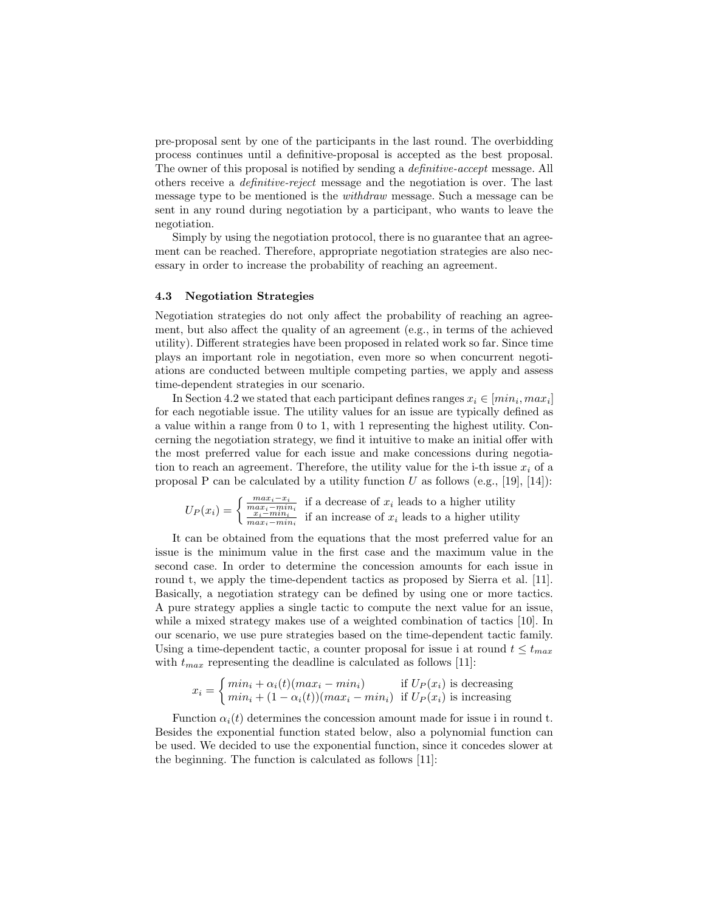pre-proposal sent by one of the participants in the last round. The overbidding process continues until a definitive-proposal is accepted as the best proposal. The owner of this proposal is notified by sending a *definitive-accept* message. All others receive a *definitive-reject* message and the negotiation is over. The last message type to be mentioned is the *withdraw* message. Such a message can be sent in any round during negotiation by a participant, who wants to leave the negotiation.

Simply by using the negotiation protocol, there is no guarantee that an agreement can be reached. Therefore, appropriate negotiation strategies are also necessary in order to increase the probability of reaching an agreement.

### 4.3 Negotiation Strategies

Negotiation strategies do not only affect the probability of reaching an agreement, but also affect the quality of an agreement (e.g., in terms of the achieved utility). Different strategies have been proposed in related work so far. Since time plays an important role in negotiation, even more so when concurrent negotiations are conducted between multiple competing parties, we apply and assess time-dependent strategies in our scenario.

In Section 4.2 we stated that each participant defines ranges $x_i \in [min_i, max_i]$ for each negotiable issue. The utility values for an issue are typically defined as a value within a range from 0 to 1, with 1 representing the highest utility. Concerning the negotiation strategy, we find it intuitive to make an initial offer with the most preferred value for each issue and make concessions during negotiation to reach an agreement. Therefore, the utility value for the i-th issue $x_i$ of a proposal P can be calculated by a utility function $U$ as follows (e.g., [19], [14]):

$$U_P(x_i) = \begin{cases} \frac{max_i - x_i}{max_i - min_i} & \text{if a decrease of } x_i \text{ leads to a higher utility} \\ \frac{x_i - min_i}{max_i - min_i} & \text{if an increase of } x_i \text{ leads to a higher utility} \end{cases}$$

It can be obtained from the equations that the most preferred value for an issue is the minimum value in the first case and the maximum value in the second case. In order to determine the concession amounts for each issue in round t, we apply the time-dependent tactics as proposed by Sierra et al. [11]. Basically, a negotiation strategy can be defined by using one or more tactics. A pure strategy applies a single tactic to compute the next value for an issue, while a mixed strategy makes use of a weighted combination of tactics [10]. In our scenario, we use pure strategies based on the time-dependent tactic family. Using a time-dependent tactic, a counter proposal for issue i at round $t \leq t_{max}$ with $t_{max}$ representing the deadline is calculated as follows [11]:

$$x_i = \begin{cases} min_i + \alpha_i(t)(max_i - min_i) & \text{if } U_P(x_i) \text{ is decreasing} \\ min_i + (1 - \alpha_i(t))(max_i - min_i) & \text{if } U_P(x_i) \text{ is increasing} \end{cases}$$

Function $\alpha_i(t)$ determines the concession amount made for issue i in round t. Besides the exponential function stated below, also a polynomial function can be used. We decided to use the exponential function, since it concedes slower at the beginning. The function is calculated as follows [11]: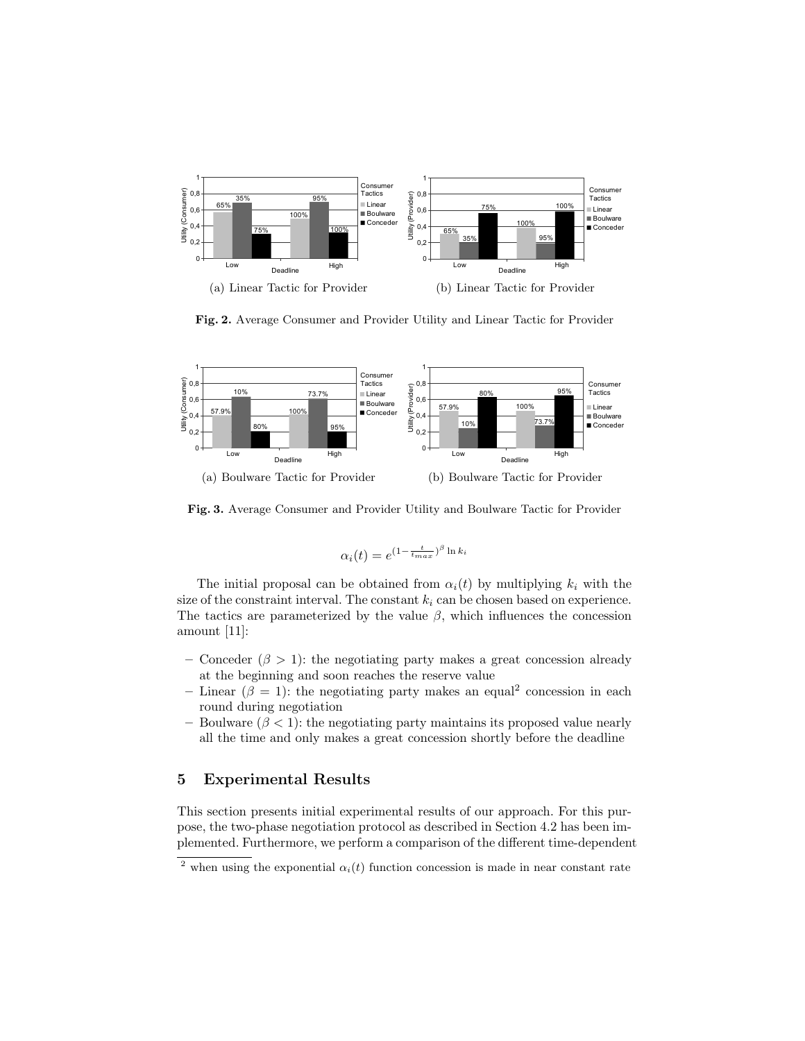(a) Linear Tactic for Provider

(b) Linear Tactic for Provider

**Fig. 2.** Average Consumer and Provider Utility and Linear Tactic for Provider

(a) Boulware Tactic for Provider

(b) Boulware Tactic for Provider

**Fig. 3.** Average Consumer and Provider Utility and Boulware Tactic for Provider

$$\alpha_i(t) = e^{(1-\frac{t}{t_{max}})^{\beta} \ln k_i}$$

The initial proposal can be obtained from $\alpha_i(t)$ by multiplying $k_i$ with the size of the constraint interval. The constant $k_i$ can be chosen based on experience. The tactics are parameterized by the value $\beta$, which influences the concession amount [11]:

- Conceder ($\beta > 1$): the negotiating party makes a great concession already at the beginning and soon reaches the reserve value
- Linear ($\beta = 1$): the negotiating party makes an equal[2] concession in each round during negotiation
- Boulware ($\beta < 1$): the negotiating party maintains its proposed value nearly all the time and only makes a great concession shortly before the deadline

## 5 Experimental Results

This section presents initial experimental results of our approach. For this purpose, the two-phase negotiation protocol as described in Section 4.2 has been implemented. Furthermore, we perform a comparison of the different time-dependent

[2] when using the exponential $\alpha_i(t)$ function concession is made in near constant rate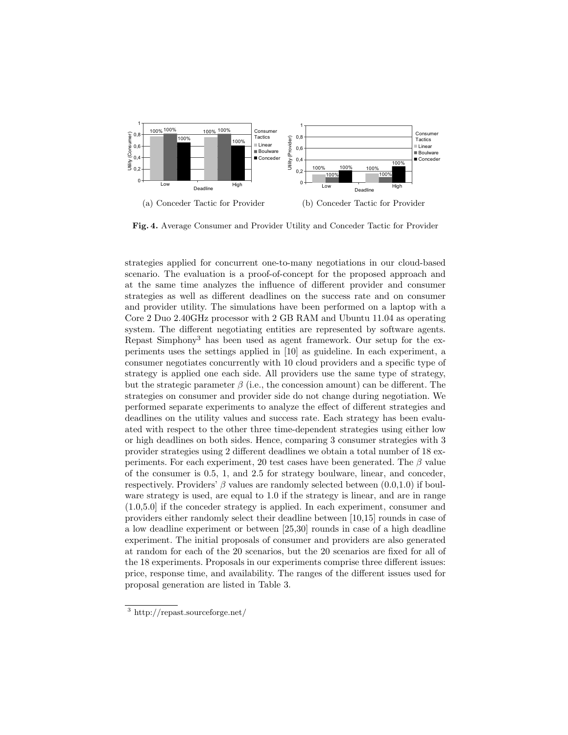(a) Conceder Tactic for Provider

(b) Conceder Tactic for Provider

**Fig. 4.** Average Consumer and Provider Utility and Conceder Tactic for Provider

strategies applied for concurrent one-to-many negotiations in our cloud-based scenario. The evaluation is a proof-of-concept for the proposed approach and at the same time analyzes the influence of different provider and consumer strategies as well as different deadlines on the success rate and on consumer and provider utility. The simulations have been performed on a laptop with a Core 2 Duo 2.40GHz processor with 2 GB RAM and Ubuntu 11.04 as operating system. The different negotiating entities are represented by software agents. Repast Simphony[3] has been used as agent framework. Our setup for the experiments uses the settings applied in [10] as guideline. In each experiment, a consumer negotiates concurrently with 10 cloud providers and a specific type of strategy is applied one each side. All providers use the same type of strategy, but the strategic parameter $\beta$ (i.e., the concession amount) can be different. The strategies on consumer and provider side do not change during negotiation. We performed separate experiments to analyze the effect of different strategies and deadlines on the utility values and success rate. Each strategy has been evaluated with respect to the other three time-dependent strategies using either low or high deadlines on both sides. Hence, comparing 3 consumer strategies with 3 provider strategies using 2 different deadlines we obtain a total number of 18 experiments. For each experiment, 20 test cases have been generated. The $\beta$ value of the consumer is 0.5, 1, and 2.5 for strategy boulware, linear, and conceder, respectively. Providers' $\beta$ values are randomly selected between (0.0,1.0) if boulware strategy is used, are equal to 1.0 if the strategy is linear, and are in range (1.0,5.0] if the conceder strategy is applied. In each experiment, consumer and providers either randomly select their deadline between [10,15] rounds in case of a low deadline experiment or between [25,30] rounds in case of a high deadline experiment. The initial proposals of consumer and providers are also generated at random for each of the 20 scenarios, but the 20 scenarios are fixed for all of the 18 experiments. Proposals in our experiments comprise three different issues: price, response time, and availability. The ranges of the different issues used for proposal generation are listed in Table 3.

[3] http://repast.sourceforge.net/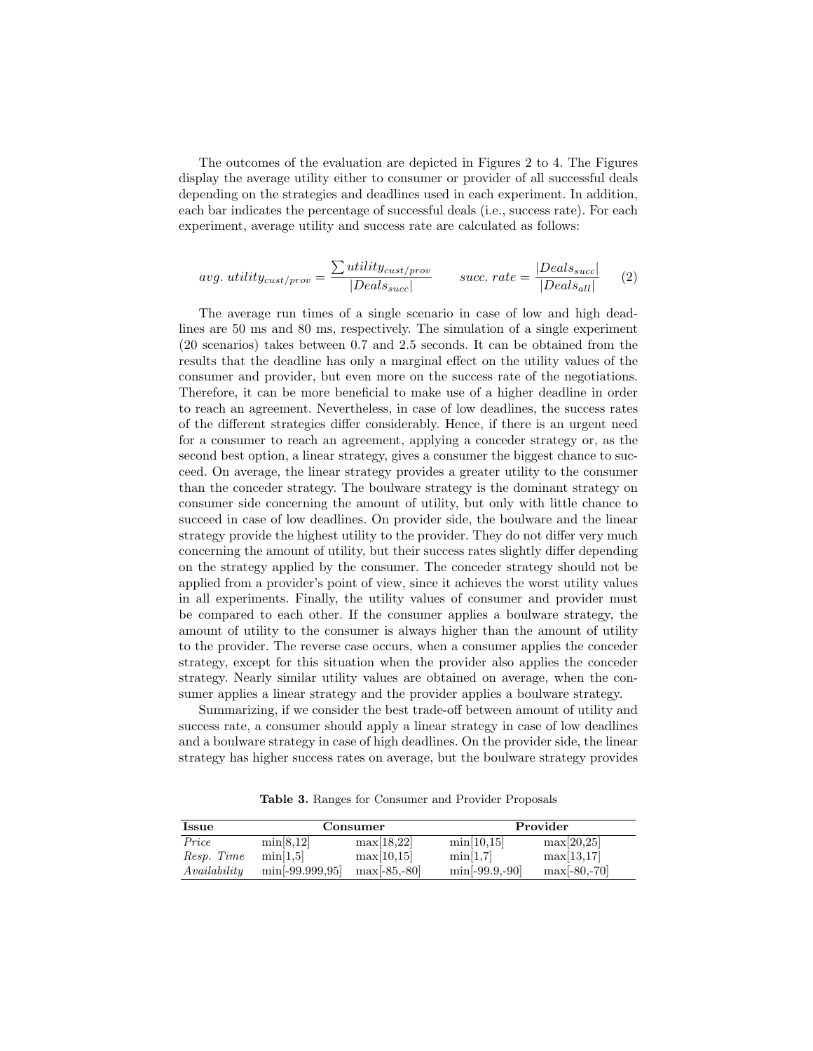The outcomes of the evaluation are depicted in Figures 2 to 4. The Figures display the average utility either to consumer or provider of all successful deals depending on the strategies and deadlines used in each experiment. In addition, each bar indicates the percentage of successful deals (i.e., success rate). For each experiment, average utility and success rate are calculated as follows:

$$avg.\ utility_{cust/prov} = \frac{\sum utility_{cust/prov}}{|Deals_{succ}|} \qquad succ.\ rate = \frac{|Deals_{succ}|}{|Deals_{all}|} \tag{2}$$

The average run times of a single scenario in case of low and high deadlines are 50 ms and 80 ms, respectively. The simulation of a single experiment (20 scenarios) takes between 0.7 and 2.5 seconds. It can be obtained from the results that the deadline has only a marginal effect on the utility values of the consumer and provider, but even more on the success rate of the negotiations. Therefore, it can be more beneficial to make use of a higher deadline in order to reach an agreement. Nevertheless, in case of low deadlines, the success rates of the different strategies differ considerably. Hence, if there is an urgent need for a consumer to reach an agreement, applying a conceder strategy or, as the second best option, a linear strategy, gives a consumer the biggest chance to succeed. On average, the linear strategy provides a greater utility to the consumer than the conceder strategy. The boulware strategy is the dominant strategy on consumer side concerning the amount of utility, but only with little chance to succeed in case of low deadlines. On provider side, the boulware and the linear strategy provide the highest utility to the provider. They do not differ very much concerning the amount of utility, but their success rates slightly differ depending on the strategy applied by the consumer. The conceder strategy should not be applied from a provider's point of view, since it achieves the worst utility values in all experiments. Finally, the utility values of consumer and provider must be compared to each other. If the consumer applies a boulware strategy, the amount of utility to the consumer is always higher than the amount of utility to the provider. The reverse case occurs, when a consumer applies the conceder strategy, except for this situation when the provider also applies the conceder strategy. Nearly similar utility values are obtained on average, when the consumer applies a linear strategy and the provider applies a boulware strategy.

Summarizing, if we consider the best trade-off between amount of utility and success rate, a consumer should apply a linear strategy in case of low deadlines and a boulware strategy in case of high deadlines. On the provider side, the linear strategy has higher success rates on average, but the boulware strategy provides

**Table 3.** Ranges for Consumer and Provider Proposals

| Issue | Consumer | | Provider | |
|---|---|---|---|---|
| *Price* | min[8,12] | max[18,22] | min[10,15] | max[20,25] |
| *Resp. Time* | min[1,5] | max[10,15] | min[1,7] | max[13,17] |
| *Availability* | min[-99.999,95] | max[-85,-80] | min[-99.9,-90] | max[-80,-70] |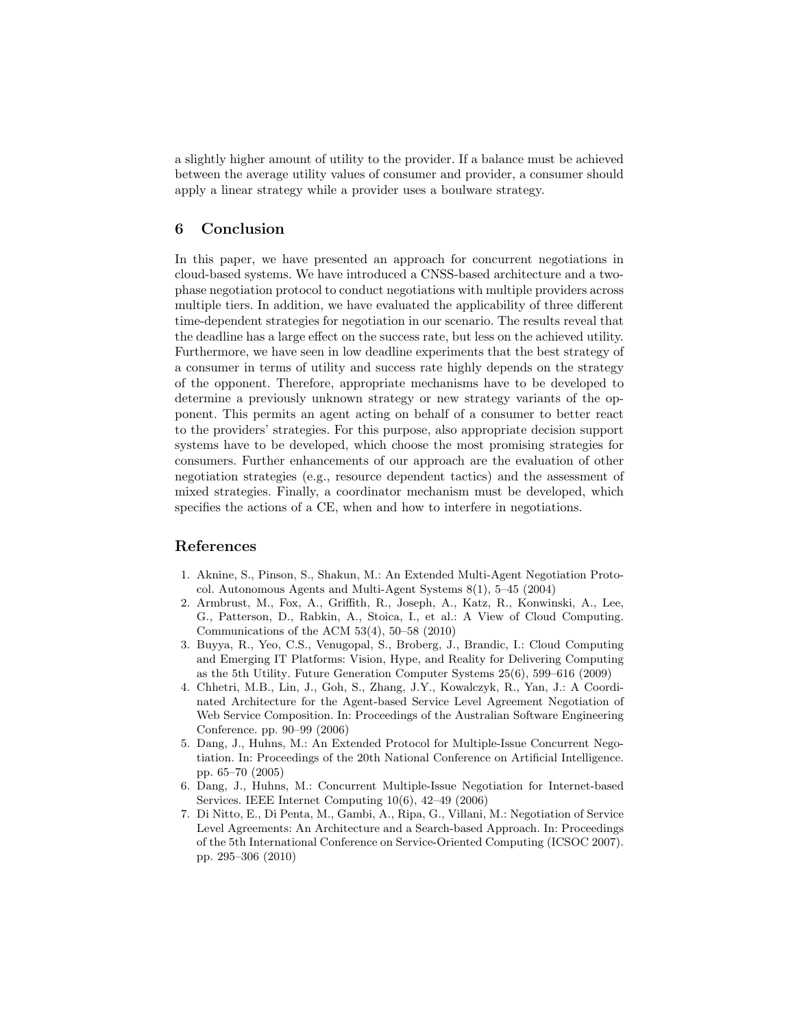a slightly higher amount of utility to the provider. If a balance must be achieved between the average utility values of consumer and provider, a consumer should apply a linear strategy while a provider uses a boulware strategy.

## 6 Conclusion

In this paper, we have presented an approach for concurrent negotiations in cloud-based systems. We have introduced a CNSS-based architecture and a two-phase negotiation protocol to conduct negotiations with multiple providers across multiple tiers. In addition, we have evaluated the applicability of three different time-dependent strategies for negotiation in our scenario. The results reveal that the deadline has a large effect on the success rate, but less on the achieved utility. Furthermore, we have seen in low deadline experiments that the best strategy of a consumer in terms of utility and success rate highly depends on the strategy of the opponent. Therefore, appropriate mechanisms have to be developed to determine a previously unknown strategy or new strategy variants of the opponent. This permits an agent acting on behalf of a consumer to better react to the providers' strategies. For this purpose, also appropriate decision support systems have to be developed, which choose the most promising strategies for consumers. Further enhancements of our approach are the evaluation of other negotiation strategies (e.g., resource dependent tactics) and the assessment of mixed strategies. Finally, a coordinator mechanism must be developed, which specifies the actions of a CE, when and how to interfere in negotiations.

## References

1. Aknine, S., Pinson, S., Shakun, M.: An Extended Multi-Agent Negotiation Protocol. Autonomous Agents and Multi-Agent Systems 8(1), 5–45 (2004)
2. Armbrust, M., Fox, A., Griffith, R., Joseph, A., Katz, R., Konwinski, A., Lee, G., Patterson, D., Rabkin, A., Stoica, I., et al.: A View of Cloud Computing. Communications of the ACM 53(4), 50–58 (2010)
3. Buyya, R., Yeo, C.S., Venugopal, S., Broberg, J., Brandic, I.: Cloud Computing and Emerging IT Platforms: Vision, Hype, and Reality for Delivering Computing as the 5th Utility. Future Generation Computer Systems 25(6), 599–616 (2009)
4. Chhetri, M.B., Lin, J., Goh, S., Zhang, J.Y., Kowalczyk, R., Yan, J.: A Coordinated Architecture for the Agent-based Service Level Agreement Negotiation of Web Service Composition. In: Proceedings of the Australian Software Engineering Conference. pp. 90–99 (2006)
5. Dang, J., Huhns, M.: An Extended Protocol for Multiple-Issue Concurrent Negotiation. In: Proceedings of the 20th National Conference on Artificial Intelligence. pp. 65–70 (2005)
6. Dang, J., Huhns, M.: Concurrent Multiple-Issue Negotiation for Internet-based Services. IEEE Internet Computing 10(6), 42–49 (2006)
7. Di Nitto, E., Di Penta, M., Gambi, A., Ripa, G., Villani, M.: Negotiation of Service Level Agreements: An Architecture and a Search-based Approach. In: Proceedings of the 5th International Conference on Service-Oriented Computing (ICSOC 2007). pp. 295–306 (2010)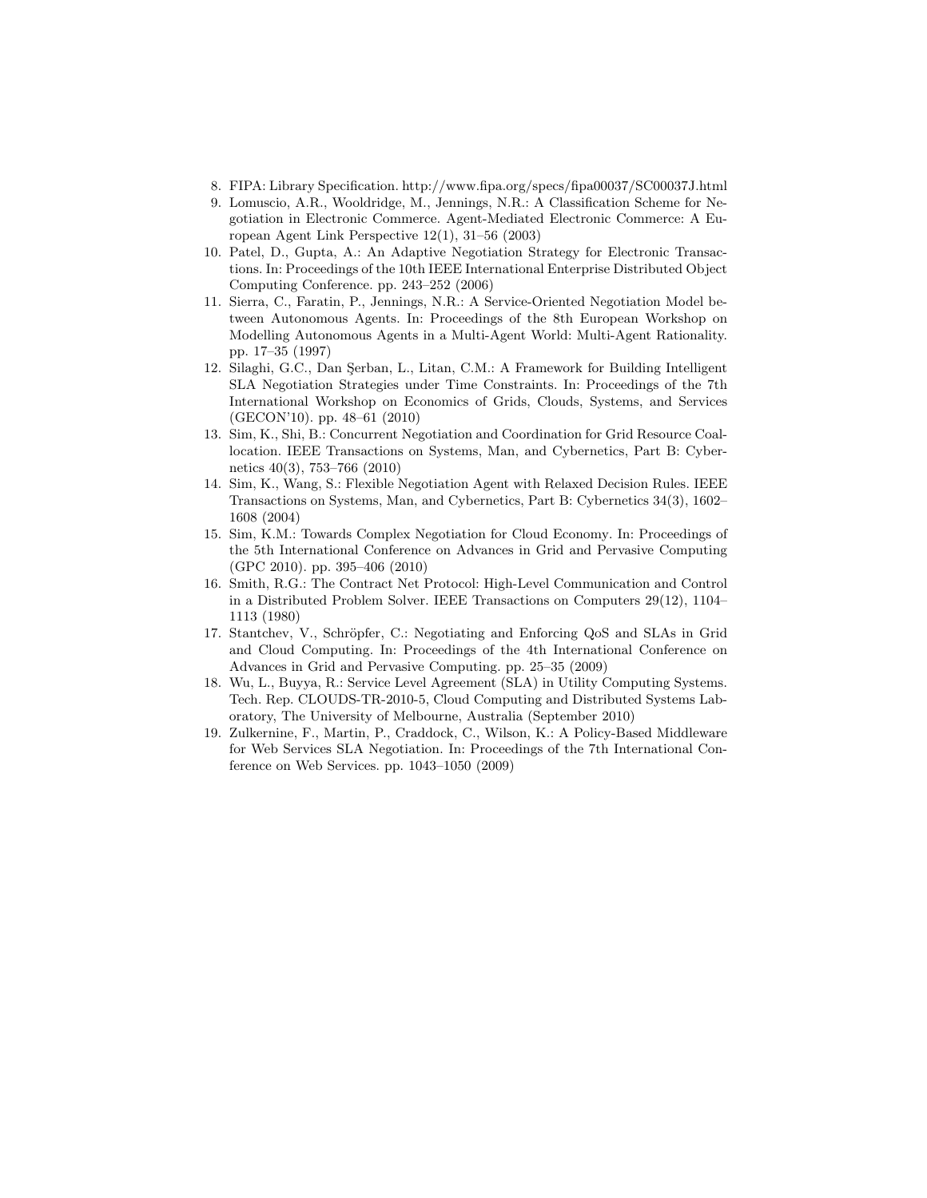8. FIPA: Library Specification. http://www.fipa.org/specs/fipa00037/SC00037J.html
9. Lomuscio, A.R., Wooldridge, M., Jennings, N.R.: A Classification Scheme for Negotiation in Electronic Commerce. Agent-Mediated Electronic Commerce: A European Agent Link Perspective 12(1), 31–56 (2003)
10. Patel, D., Gupta, A.: An Adaptive Negotiation Strategy for Electronic Transactions. In: Proceedings of the 10th IEEE International Enterprise Distributed Object Computing Conference. pp. 243–252 (2006)
11. Sierra, C., Faratin, P., Jennings, N.R.: A Service-Oriented Negotiation Model between Autonomous Agents. In: Proceedings of the 8th European Workshop on Modelling Autonomous Agents in a Multi-Agent World: Multi-Agent Rationality. pp. 17–35 (1997)
12. Silaghi, G.C., Dan Şerban, L., Litan, C.M.: A Framework for Building Intelligent SLA Negotiation Strategies under Time Constraints. In: Proceedings of the 7th International Workshop on Economics of Grids, Clouds, Systems, and Services (GECON'10). pp. 48–61 (2010)
13. Sim, K., Shi, B.: Concurrent Negotiation and Coordination for Grid Resource Coallocation. IEEE Transactions on Systems, Man, and Cybernetics, Part B: Cybernetics 40(3), 753–766 (2010)
14. Sim, K., Wang, S.: Flexible Negotiation Agent with Relaxed Decision Rules. IEEE Transactions on Systems, Man, and Cybernetics, Part B: Cybernetics 34(3), 1602–1608 (2004)
15. Sim, K.M.: Towards Complex Negotiation for Cloud Economy. In: Proceedings of the 5th International Conference on Advances in Grid and Pervasive Computing (GPC 2010). pp. 395–406 (2010)
16. Smith, R.G.: The Contract Net Protocol: High-Level Communication and Control in a Distributed Problem Solver. IEEE Transactions on Computers 29(12), 1104–1113 (1980)
17. Stantchev, V., Schröpfer, C.: Negotiating and Enforcing QoS and SLAs in Grid and Cloud Computing. In: Proceedings of the 4th International Conference on Advances in Grid and Pervasive Computing. pp. 25–35 (2009)
18. Wu, L., Buyya, R.: Service Level Agreement (SLA) in Utility Computing Systems. Tech. Rep. CLOUDS-TR-2010-5, Cloud Computing and Distributed Systems Laboratory, The University of Melbourne, Australia (September 2010)
19. Zulkernine, F., Martin, P., Craddock, C., Wilson, K.: A Policy-Based Middleware for Web Services SLA Negotiation. In: Proceedings of the 7th International Conference on Web Services. pp. 1043–1050 (2009)